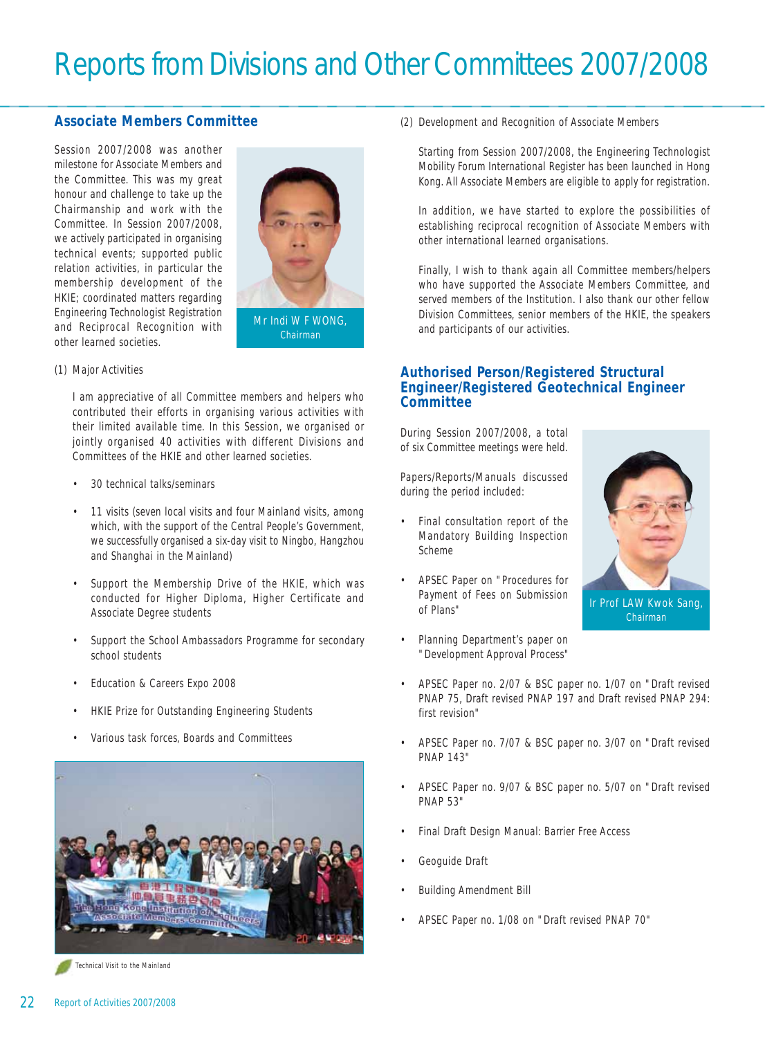# Reports from Divisions and Other Committees 2007/2008

## Associate Members Committee

Session 2007/2008 was another milestone for Associate Members and the Committee. This was my great honour and challenge to take up the Chairmanship and work with the Committee. In Session 2007/2008, we actively participated in organising technical events; supported public relation activities, in particular the membership development of the HKIE; coordinated matters regarding Engineering Technologist Registration and Reciprocal Recognition with other learned societies.

Mr Indi W F WONG, Chairman

(1) Major Activities

I am appreciative of all Committee members and helpers who contributed their efforts in organising various activities with their limited available time. In this Session, we organised or jointly organised 40 activities with different Divisions and Committees of the HKIE and other learned societies.

- 30 technical talks/seminars
- 11 visits (seven local visits and four Mainland visits, among which, with the support of the Central People's Government, we successfully organised a six-day visit to Ningbo, Hangzhou and Shanghai in the Mainland)
- Support the Membership Drive of the HKIE, which was conducted for Higher Diploma, Higher Certificate and Associate Degree students
- Support the School Ambassadors Programme for secondary school students
- Education & Careers Expo 2008
- HKIE Prize for Outstanding Engineering Students
- Various task forces, Boards and Committees

Technical Visit to the Mainland

(2) Development and Recognition of Associate Members

Starting from Session 2007/2008, the Engineering Technologist Mobility Forum International Register has been launched in Hong Kong. All Associate Members are eligible to apply for registration.

In addition, we have started to explore the possibilities of establishing reciprocal recognition of Associate Members with other international learned organisations.

Finally, I wish to thank again all Committee members/helpers who have supported the Associate Members Committee, and served members of the Institution. I also thank our other fellow Division Committees, senior members of the HKIE, the speakers and participants of our activities.

## Authorised Person/Registered Structural Engineer/Registered Geotechnical Engineer Committee

During Session 2007/2008, a total of six Committee meetings were held.

Ir Prof LAW Kwok Sang, Chairman

Papers/Reports/Manuals discussed during the period included:

- Final consultation report of the Mandatory Building Inspection Scheme
- APSEC Paper on "Procedures for Payment of Fees on Submission of Plans"
- Planning Department's paper on "Development Approval Process"
- APSEC Paper no. 2/07 & BSC paper no. 1/07 on "Draft revised PNAP 75, Draft revised PNAP 197 and Draft revised PNAP 294: first revision"
- APSEC Paper no. 7/07 & BSC paper no. 3/07 on "Draft revised PNAP 143"
- APSEC Paper no. 9/07 & BSC paper no. 5/07 on "Draft revised PNAP 53"
- Final Draft Design Manual: Barrier Free Access
- Geoguide Draft
- Building Amendment Bill
- APSEC Paper no. 1/08 on "Draft revised PNAP 70"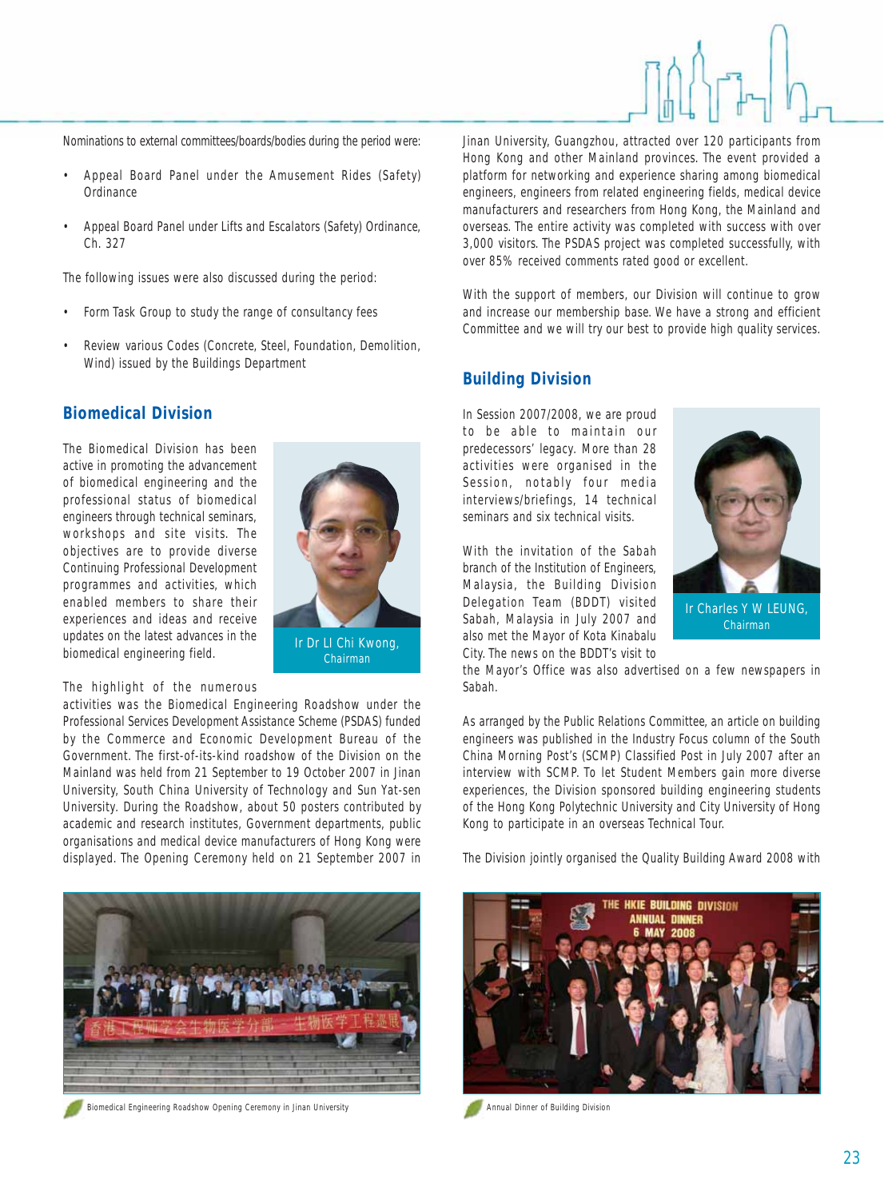Nominations to external committees/boards/bodies during the period were:

- Appeal Board Panel under the Amusement Rides (Safety) Ordinance
- Appeal Board Panel under Lifts and Escalators (Safety) Ordinance, Ch. 327

The following issues were also discussed during the period:

- Form Task Group to study the range of consultancy fees
- Review various Codes (Concrete, Steel, Foundation, Demolition, Wind) issued by the Buildings Department

## Biomedical Division

Ir Dr LI Chi Kwong, Chairman

The Biomedical Division has been active in promoting the advancement of biomedical engineering and the professional status of biomedical engineers through technical seminars, workshops and site visits. The objectives are to provide diverse Continuing Professional Development programmes and activities, which enabled members to share their experiences and ideas and receive updates on the latest advances in the biomedical engineering field.

The highlight of the numerous activities was the Biomedical Engineering Roadshow under the Professional Services Development Assistance Scheme (PSDAS) funded by the Commerce and Economic Development Bureau of the Government. The first-of-its-kind roadshow of the Division on the Mainland was held from 21 September to 19 October 2007 in Jinan University, South China University of Technology and Sun Yat-sen University. During the Roadshow, about 50 posters contributed by academic and research institutes, Government departments, public organisations and medical device manufacturers of Hong Kong were displayed. The Opening Ceremony held on 21 September 2007 in Jinan University, Guangzhou, attracted over 120 participants from Hong Kong and other Mainland provinces. The event provided a platform for networking and experience sharing among biomedical engineers, engineers from related engineering fields, medical device manufacturers and researchers from Hong Kong, the Mainland and overseas. The entire activity was completed with success with over 3,000 visitors. The PSDAS project was completed successfully, with over 85% received comments rated good or excellent.

With the support of members, our Division will continue to grow and increase our membership base. We have a strong and efficient Committee and we will try our best to provide high quality services.

Biomedical Engineering Roadshow Opening Ceremony in Jinan University

## Building Division

Ir Charles Y W LEUNG, Chairman

In Session 2007/2008, we are proud to be able to maintain our predecessors' legacy. More than 28 activities were organised in the Session, notably four media interviews/briefings, 14 technical seminars and six technical visits.

With the invitation of the Sabah branch of the Institution of Engineers, Malaysia, the Building Division Delegation Team (BDDT) visited Sabah, Malaysia in July 2007 and also met the Mayor of Kota Kinabalu City. The news on the BDDT's visit to the Mayor's Office was also advertised on a few newspapers in Sabah.

As arranged by the Public Relations Committee, an article on building engineers was published in the Industry Focus column of the South China Morning Post's (SCMP) Classified Post in July 2007 after an interview with SCMP. To let Student Members gain more diverse experiences, the Division sponsored building engineering students of the Hong Kong Polytechnic University and City University of Hong Kong to participate in an overseas Technical Tour.

The Division jointly organised the Quality Building Award 2008 with

Annual Dinner of Building Division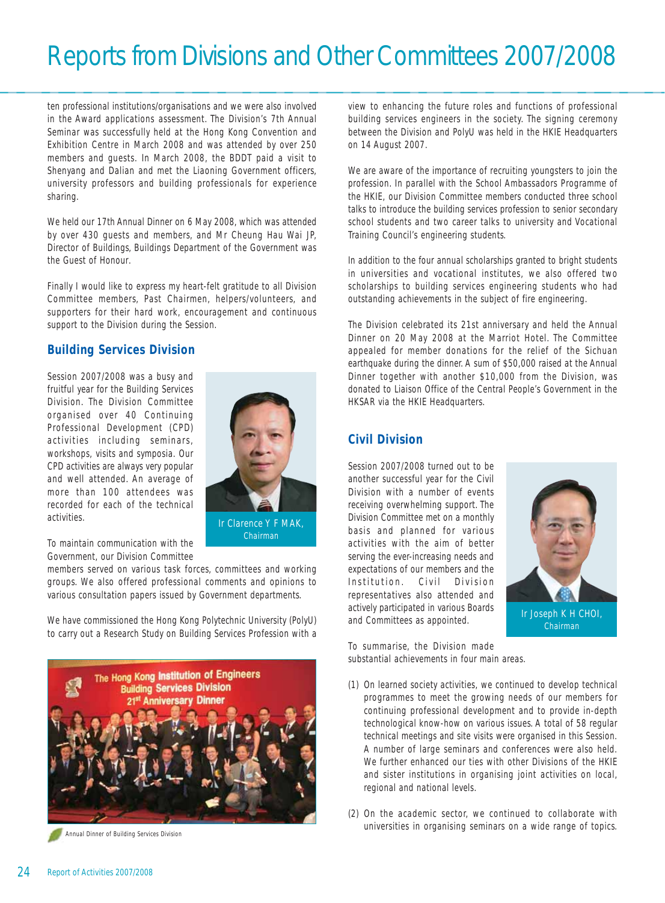ten professional institutions/organisations and we were also involved in the Award applications assessment. The Division's 7th Annual Seminar was successfully held at the Hong Kong Convention and Exhibition Centre in March 2008 and was attended by over 250 members and guests. In March 2008, the BDDT paid a visit to Shenyang and Dalian and met the Liaoning Government officers, university professors and building professionals for experience sharing.

We held our 17th Annual Dinner on 6 May 2008, which was attended by over 430 guests and members, and Mr Cheung Hau Wai JP, Director of Buildings, Buildings Department of the Government was the Guest of Honour.

Finally I would like to express my heart-felt gratitude to all Division Committee members, Past Chairmen, helpers/volunteers, and supporters for their hard work, encouragement and continuous support to the Division during the Session.

## Building Services Division

Ir Clarence Y F MAK, Chairman

Session 2007/2008 was a busy and fruitful year for the Building Services Division. The Division Committee organised over 40 Continuing Professional Development (CPD) activities including seminars, workshops, visits and symposia. Our CPD activities are always very popular and well attended. An average of more than 100 attendees was recorded for each of the technical activities.

To maintain communication with the Government, our Division Committee members served on various task forces, committees and working groups. We also offered professional comments and opinions to various consultation papers issued by Government departments.

We have commissioned the Hong Kong Polytechnic University (PolyU) to carry out a Research Study on Building Services Profession with a view to enhancing the future roles and functions of professional building services engineers in the society. The signing ceremony between the Division and PolyU was held in the HKIE Headquarters on 14 August 2007.

We are aware of the importance of recruiting youngsters to join the profession. In parallel with the School Ambassadors Programme of the HKIE, our Division Committee members conducted three school talks to introduce the building services profession to senior secondary school students and two career talks to university and Vocational Training Council's engineering students.

In addition to the four annual scholarships granted to bright students in universities and vocational institutes, we also offered two scholarships to building services engineering students who had outstanding achievements in the subject of fire engineering.

The Division celebrated its 21st anniversary and held the Annual Dinner on 20 May 2008 at the Marriot Hotel. The Committee appealed for member donations for the relief of the Sichuan earthquake during the dinner. A sum of $50,000 raised at the Annual Dinner together with another $10,000 from the Division, was donated to Liaison Office of the Central People's Government in the HKSAR via the HKIE Headquarters.

Annual Dinner of Building Services Division

## Civil Division

Ir Joseph K H CHOI, Chairman

Session 2007/2008 turned out to be another successful year for the Civil Division with a number of events receiving overwhelming support. The Division Committee met on a monthly basis and planned for various activities with the aim of better serving the ever-increasing needs and expectations of our members and the Institution. Civil Division representatives also attended and actively participated in various Boards and Committees as appointed.

To summarise, the Division made substantial achievements in four main areas.

(1) On learned society activities, we continued to develop technical programmes to meet the growing needs of our members for continuing professional development and to provide in-depth technological know-how on various issues. A total of 58 regular technical meetings and site visits were organised in this Session. A number of large seminars and conferences were also held. We further enhanced our ties with other Divisions of the HKIE and sister institutions in organising joint activities on local, regional and national levels.

(2) On the academic sector, we continued to collaborate with universities in organising seminars on a wide range of topics.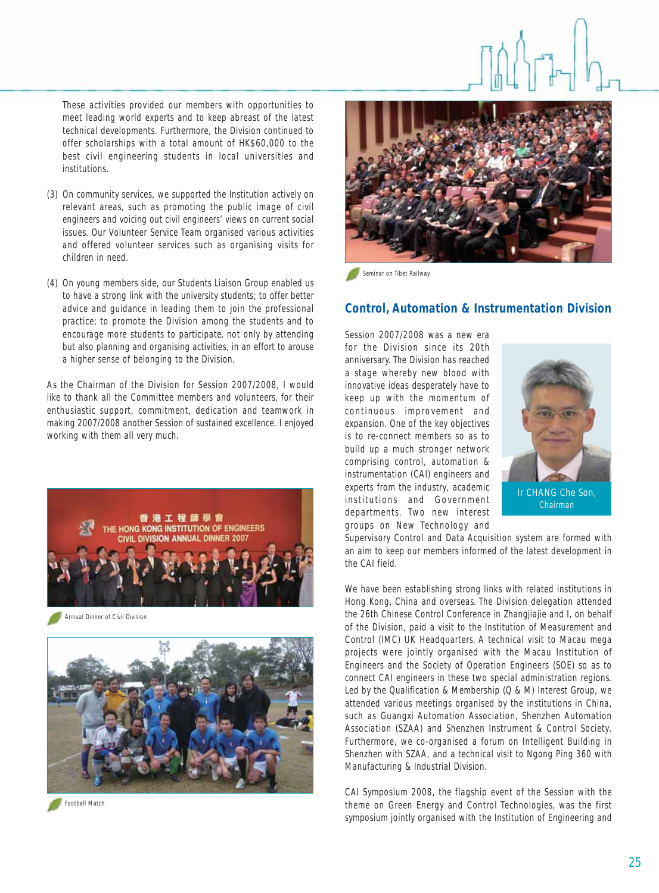These activities provided our members with opportunities to meet leading world experts and to keep abreast of the latest technical developments. Furthermore, the Division continued to offer scholarships with a total amount of HK$60,000 to the best civil engineering students in local universities and institutions.

(3) On community services, we supported the Institution actively on relevant areas, such as promoting the public image of civil engineers and voicing out civil engineers' views on current social issues. Our Volunteer Service Team organised various activities and offered volunteer services such as organising visits for children in need.

(4) On young members side, our Students Liaison Group enabled us to have a strong link with the university students; to offer better advice and guidance in leading them to join the professional practice; to promote the Division among the students and to encourage more students to participate, not only by attending but also planning and organising activities, in an effort to arouse a higher sense of belonging to the Division.

As the Chairman of the Division for Session 2007/2008, I would like to thank all the Committee members and volunteers, for their enthusiastic support, commitment, dedication and teamwork in making 2007/2008 another Session of sustained excellence. I enjoyed working with them all very much.

Annual Dinner of Civil Division

Football Match

Seminar on Tibet Railway

## Control, Automation & Instrumentation Division

Ir CHANG Che Son, Chairman

Session 2007/2008 was a new era for the Division since its 20th anniversary. The Division has reached a stage whereby new blood with innovative ideas desperately have to keep up with the momentum of continuous improvement and expansion. One of the key objectives is to re-connect members so as to build up a much stronger network comprising control, automation & instrumentation (CAI) engineers and experts from the industry, academic institutions and Government departments. Two new interest groups on New Technology and Supervisory Control and Data Acquisition system are formed with an aim to keep our members informed of the latest development in the CAI field.

We have been establishing strong links with related institutions in Hong Kong, China and overseas. The Division delegation attended the 26th Chinese Control Conference in Zhangjiajie and I, on behalf of the Division, paid a visit to the Institution of Measurement and Control (IMC) UK Headquarters. A technical visit to Macau mega projects were jointly organised with the Macau Institution of Engineers and the Society of Operation Engineers (SOE) so as to connect CAI engineers in these two special administration regions. Led by the Qualification & Membership (Q & M) Interest Group, we attended various meetings organised by the institutions in China, such as Guangxi Automation Association, Shenzhen Automation Association (SZAA) and Shenzhen Instrument & Control Society. Furthermore, we co-organised a forum on Intelligent Building in Shenzhen with SZAA, and a technical visit to Ngong Ping 360 with Manufacturing & Industrial Division.

CAI Symposium 2008, the flagship event of the Session with the theme on Green Energy and Control Technologies, was the first symposium jointly organised with the Institution of Engineering and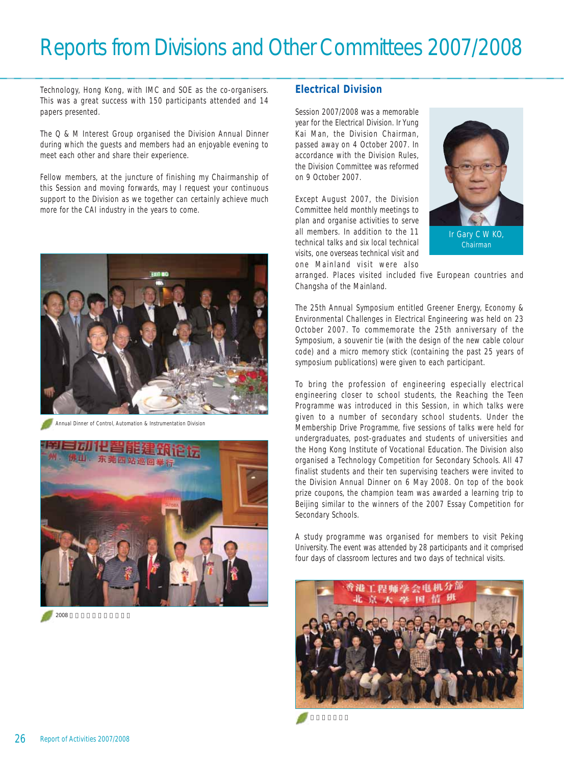Technology, Hong Kong, with IMC and SOE as the co-organisers. This was a great success with 150 participants attended and 14 papers presented.

The Q & M Interest Group organised the Division Annual Dinner during which the guests and members had an enjoyable evening to meet each other and share their experience.

Fellow members, at the juncture of finishing my Chairmanship of this Session and moving forwards, may I request your continuous support to the Division as we together can certainly achieve much more for the CAI industry in the years to come.

Annual Dinner of Control, Automation & Instrumentation Division

2008

## Electrical Division

Session 2007/2008 was a memorable year for the Electrical Division. Ir Yung Kai Man, the Division Chairman, passed away on 4 October 2007. In accordance with the Division Rules, the Division Committee was reformed on 9 October 2007.

Ir Gary C W KO, Chairman

Except August 2007, the Division Committee held monthly meetings to plan and organise activities to serve all members. In addition to the 11 technical talks and six local technical visits, one overseas technical visit and one Mainland visit were also arranged. Places visited included five European countries and Changsha of the Mainland.

The 25th Annual Symposium entitled Greener Energy, Economy & Environmental Challenges in Electrical Engineering was held on 23 October 2007. To commemorate the 25th anniversary of the Symposium, a souvenir tie (with the design of the new cable colour code) and a micro memory stick (containing the past 25 years of symposium publications) were given to each participant.

To bring the profession of engineering especially electrical engineering closer to school students, the Reaching the Teen Programme was introduced in this Session, in which talks were given to a number of secondary school students. Under the Membership Drive Programme, five sessions of talks were held for undergraduates, post-graduates and students of universities and the Hong Kong Institute of Vocational Education. The Division also organised a Technology Competition for Secondary Schools. All 47 finalist students and their ten supervising teachers were invited to the Division Annual Dinner on 6 May 2008. On top of the book prize coupons, the champion team was awarded a learning trip to Beijing similar to the winners of the 2007 Essay Competition for Secondary Schools.

A study programme was organised for members to visit Peking University. The event was attended by 28 participants and it comprised four days of classroom lectures and two days of technical visits.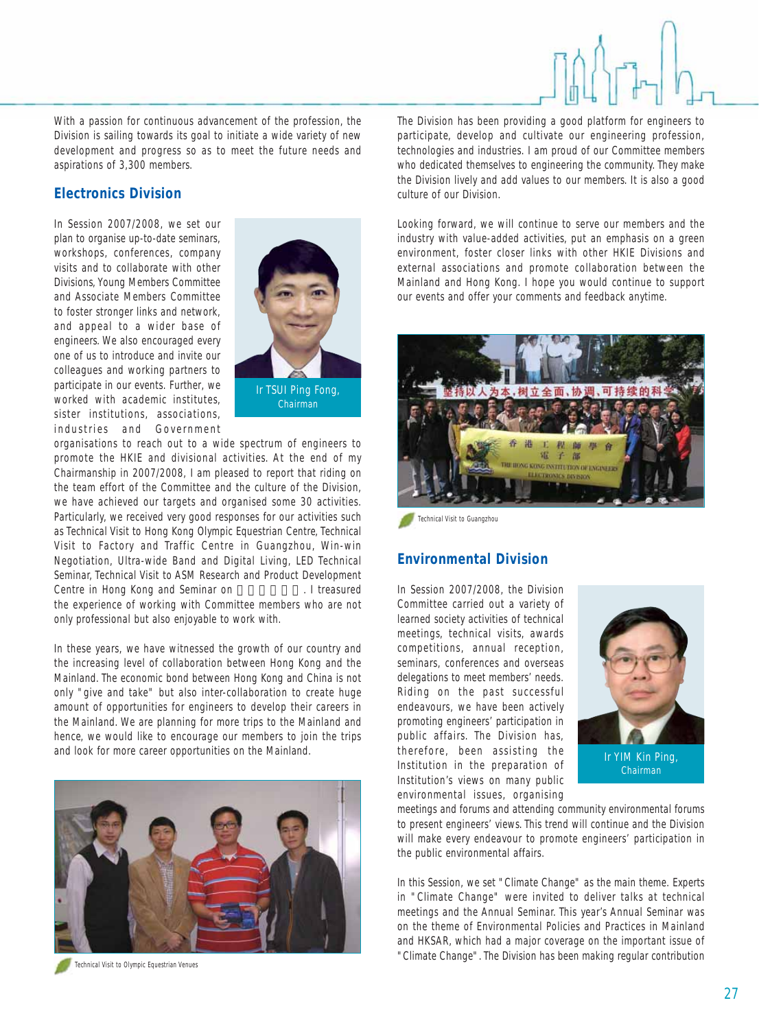With a passion for continuous advancement of the profession, the Division is sailing towards its goal to initiate a wide variety of new development and progress so as to meet the future needs and aspirations of 3,300 members.

## Electronics Division

Ir TSUI Ping Fong, Chairman

In Session 2007/2008, we set our plan to organise up-to-date seminars, workshops, conferences, company visits and to collaborate with other Divisions, Young Members Committee and Associate Members Committee to foster stronger links and network, and appeal to a wider base of engineers. We also encouraged every one of us to introduce and invite our colleagues and working partners to participate in our events. Further, we worked with academic institutes, sister institutions, associations, industries and Government organisations to reach out to a wide spectrum of engineers to promote the HKIE and divisional activities. At the end of my Chairmanship in 2007/2008, I am pleased to report that riding on the team effort of the Committee and the culture of the Division, we have achieved our targets and organised some 30 activities. Particularly, we received very good responses for our activities such as Technical Visit to Hong Kong Olympic Equestrian Centre, Technical Visit to Factory and Traffic Centre in Guangzhou, Win-win Negotiation, Ultra-wide Band and Digital Living, LED Technical Seminar, Technical Visit to ASM Research and Product Development Centre in Hong Kong and Seminar on ＿＿＿＿＿＿. I treasured the experience of working with Committee members who are not only professional but also enjoyable to work with.

In these years, we have witnessed the growth of our country and the increasing level of collaboration between Hong Kong and the Mainland. The economic bond between Hong Kong and China is not only "give and take" but also inter-collaboration to create huge amount of opportunities for engineers to develop their careers in the Mainland. We are planning for more trips to the Mainland and hence, we would like to encourage our members to join the trips and look for more career opportunities on the Mainland.

Technical Visit to Olympic Equestrian Venues

The Division has been providing a good platform for engineers to participate, develop and cultivate our engineering profession, technologies and industries. I am proud of our Committee members who dedicated themselves to engineering the community. They make the Division lively and add values to our members. It is also a good culture of our Division.

Looking forward, we will continue to serve our members and the industry with value-added activities, put an emphasis on a green environment, foster closer links with other HKIE Divisions and external associations and promote collaboration between the Mainland and Hong Kong. I hope you would continue to support our events and offer your comments and feedback anytime.

Technical Visit to Guangzhou

## Environmental Division

Ir YIM Kin Ping, Chairman

In Session 2007/2008, the Division Committee carried out a variety of learned society activities of technical meetings, technical visits, awards competitions, annual reception, seminars, conferences and overseas delegations to meet members' needs. Riding on the past successful endeavours, we have been actively promoting engineers' participation in public affairs. The Division has, therefore, been assisting the Institution in the preparation of Institution's views on many public environmental issues, organising meetings and forums and attending community environmental forums to present engineers' views. This trend will continue and the Division will make every endeavour to promote engineers' participation in the public environmental affairs.

In this Session, we set "Climate Change" as the main theme. Experts in "Climate Change" were invited to deliver talks at technical meetings and the Annual Seminar. This year's Annual Seminar was on the theme of Environmental Policies and Practices in Mainland and HKSAR, which had a major coverage on the important issue of "Climate Change". The Division has been making regular contribution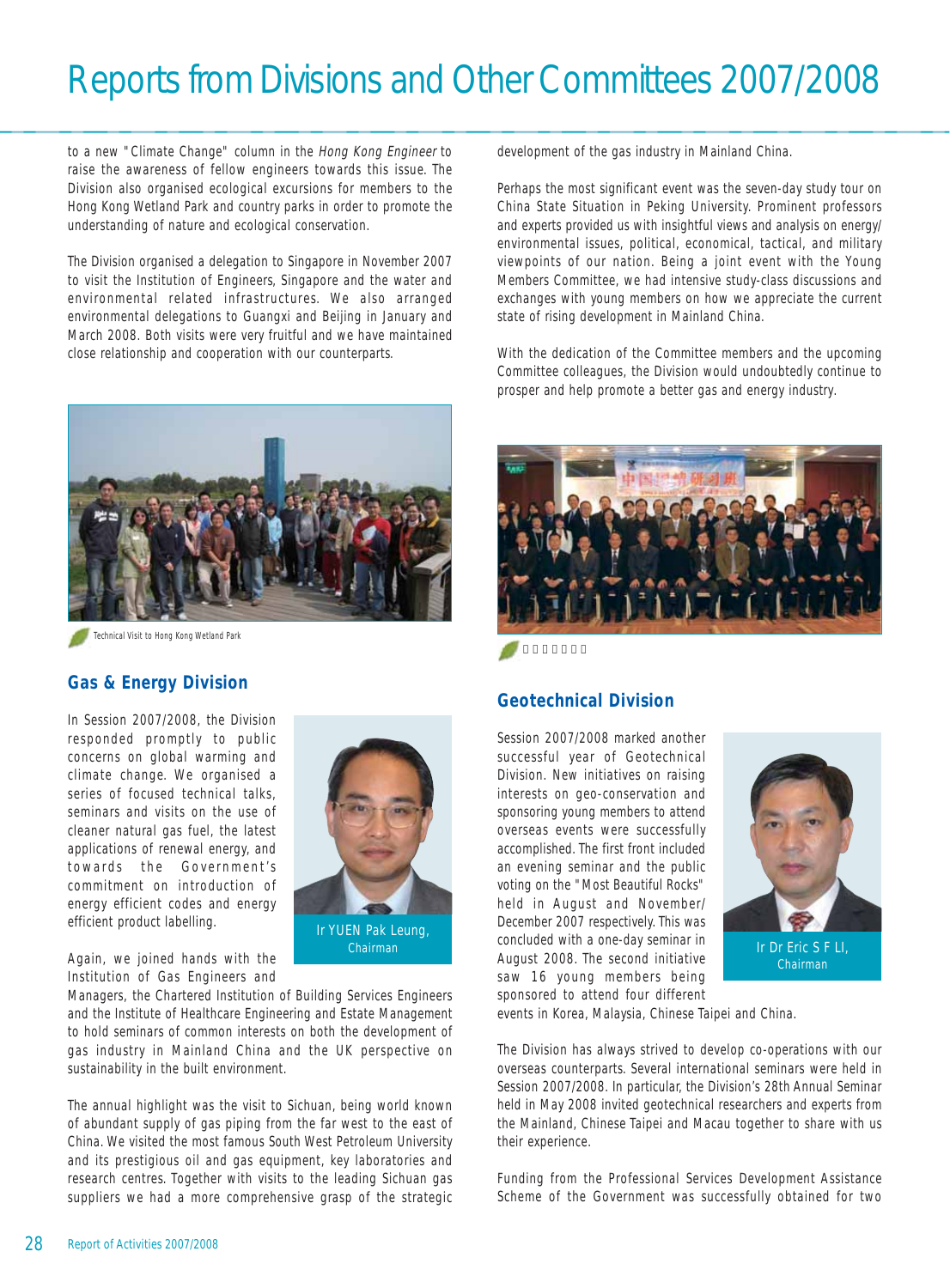# Reports from Divisions and Other Committees 2007/2008

to a new "Climate Change" column in the *Hong Kong Engineer* to raise the awareness of fellow engineers towards this issue. The Division also organised ecological excursions for members to the Hong Kong Wetland Park and country parks in order to promote the understanding of nature and ecological conservation.

The Division organised a delegation to Singapore in November 2007 to visit the Institution of Engineers, Singapore and the water and environmental related infrastructures. We also arranged environmental delegations to Guangxi and Beijing in January and March 2008. Both visits were very fruitful and we have maintained close relationship and cooperation with our counterparts.

Technical Visit to Hong Kong Wetland Park

## Gas & Energy Division

Ir YUEN Pak Leung, Chairman

In Session 2007/2008, the Division responded promptly to public concerns on global warming and climate change. We organised a series of focused technical talks, seminars and visits on the use of cleaner natural gas fuel, the latest applications of renewal energy, and towards the Government's commitment on introduction of energy efficient codes and energy efficient product labelling.

Again, we joined hands with the Institution of Gas Engineers and Managers, the Chartered Institution of Building Services Engineers and the Institute of Healthcare Engineering and Estate Management to hold seminars of common interests on both the development of gas industry in Mainland China and the UK perspective on sustainability in the built environment.

The annual highlight was the visit to Sichuan, being world known of abundant supply of gas piping from the far west to the east of China. We visited the most famous South West Petroleum University and its prestigious oil and gas equipment, key laboratories and research centres. Together with visits to the leading Sichuan gas suppliers we had a more comprehensive grasp of the strategic development of the gas industry in Mainland China.

Perhaps the most significant event was the seven-day study tour on China State Situation in Peking University. Prominent professors and experts provided us with insightful views and analysis on energy/environmental issues, political, economical, tactical, and military viewpoints of our nation. Being a joint event with the Young Members Committee, we had intensive study-class discussions and exchanges with young members on how we appreciate the current state of rising development in Mainland China.

With the dedication of the Committee members and the upcoming Committee colleagues, the Division would undoubtedly continue to prosper and help promote a better gas and energy industry.

## Geotechnical Division

Ir Dr Eric S F LI, Chairman

Session 2007/2008 marked another successful year of Geotechnical Division. New initiatives on raising interests on geo-conservation and sponsoring young members to attend overseas events were successfully accomplished. The first front included an evening seminar and the public voting on the "Most Beautiful Rocks" held in August and November/December 2007 respectively. This was concluded with a one-day seminar in August 2008. The second initiative saw 16 young members being sponsored to attend four different events in Korea, Malaysia, Chinese Taipei and China.

The Division has always strived to develop co-operations with our overseas counterparts. Several international seminars were held in Session 2007/2008. In particular, the Division's 28th Annual Seminar held in May 2008 invited geotechnical researchers and experts from the Mainland, Chinese Taipei and Macau together to share with us their experience.

Funding from the Professional Services Development Assistance Scheme of the Government was successfully obtained for two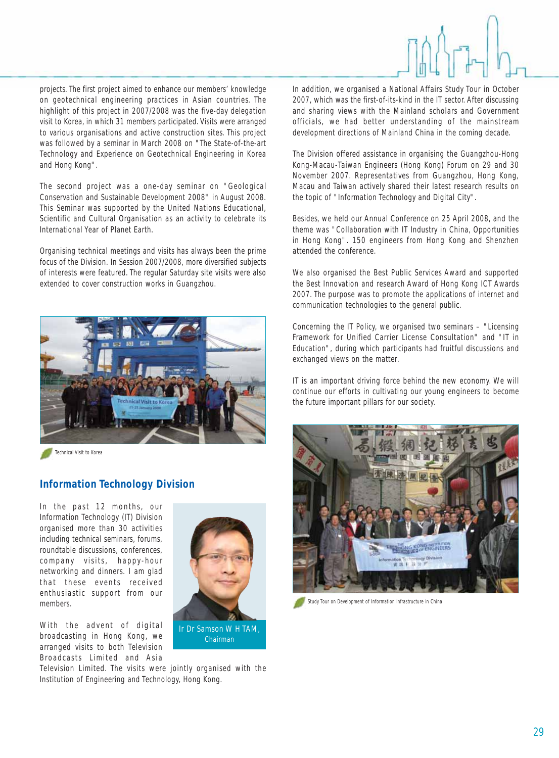projects. The first project aimed to enhance our members' knowledge on geotechnical engineering practices in Asian countries. The highlight of this project in 2007/2008 was the five-day delegation visit to Korea, in which 31 members participated. Visits were arranged to various organisations and active construction sites. This project was followed by a seminar in March 2008 on "The State-of-the-art Technology and Experience on Geotechnical Engineering in Korea and Hong Kong".

The second project was a one-day seminar on "Geological Conservation and Sustainable Development 2008" in August 2008. This Seminar was supported by the United Nations Educational, Scientific and Cultural Organisation as an activity to celebrate its International Year of Planet Earth.

Organising technical meetings and visits has always been the prime focus of the Division. In Session 2007/2008, more diversified subjects of interests were featured. The regular Saturday site visits were also extended to cover construction works in Guangzhou.

Technical Visit to Korea

## Information Technology Division

In the past 12 months, our Information Technology (IT) Division organised more than 30 activities including technical seminars, forums, roundtable discussions, conferences, company visits, happy-hour networking and dinners. I am glad that these events received enthusiastic support from our members.

Ir Dr Samson W H TAM, Chairman

With the advent of digital broadcasting in Hong Kong, we arranged visits to both Television Broadcasts Limited and Asia Television Limited. The visits were jointly organised with the Institution of Engineering and Technology, Hong Kong.

In addition, we organised a National Affairs Study Tour in October 2007, which was the first-of-its-kind in the IT sector. After discussing and sharing views with the Mainland scholars and Government officials, we had better understanding of the mainstream development directions of Mainland China in the coming decade.

The Division offered assistance in organising the Guangzhou-Hong Kong-Macau-Taiwan Engineers (Hong Kong) Forum on 29 and 30 November 2007. Representatives from Guangzhou, Hong Kong, Macau and Taiwan actively shared their latest research results on the topic of "Information Technology and Digital City".

Besides, we held our Annual Conference on 25 April 2008, and the theme was "Collaboration with IT Industry in China, Opportunities in Hong Kong". 150 engineers from Hong Kong and Shenzhen attended the conference.

We also organised the Best Public Services Award and supported the Best Innovation and research Award of Hong Kong ICT Awards 2007. The purpose was to promote the applications of internet and communication technologies to the general public.

Concerning the IT Policy, we organised two seminars – "Licensing Framework for Unified Carrier License Consultation" and "IT in Education", during which participants had fruitful discussions and exchanged views on the matter.

IT is an important driving force behind the new economy. We will continue our efforts in cultivating our young engineers to become the future important pillars for our society.

Study Tour on Development of Information Infrastructure in China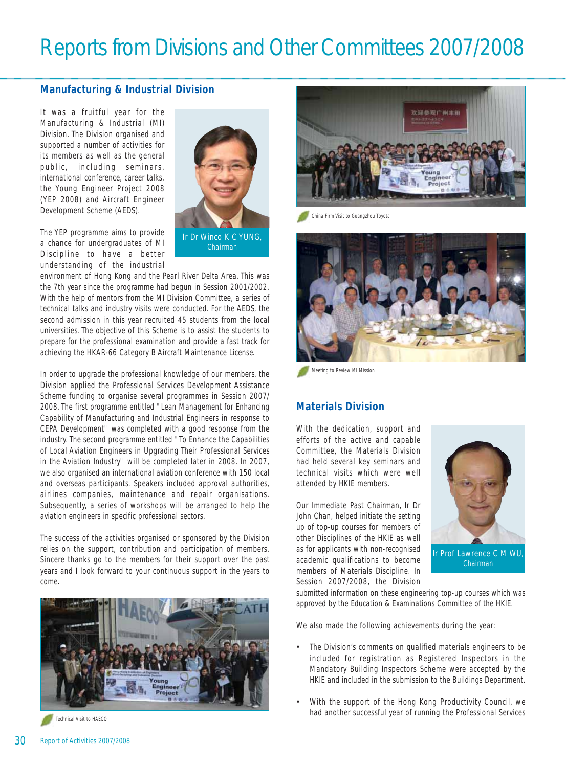# Reports from Divisions and Other Committees 2007/2008

## Manufacturing & Industrial Division

It was a fruitful year for the Manufacturing & Industrial (MI) Division. The Division organised and supported a number of activities for its members as well as the general public, including seminars, international conference, career talks, the Young Engineer Project 2008 (YEP 2008) and Aircraft Engineer Development Scheme (AEDS).

Ir Dr Winco K C YUNG, Chairman

The YEP programme aims to provide a chance for undergraduates of MI Discipline to have a better understanding of the industrial environment of Hong Kong and the Pearl River Delta Area. This was the 7th year since the programme had begun in Session 2001/2002. With the help of mentors from the MI Division Committee, a series of technical talks and industry visits were conducted. For the AEDS, the second admission in this year recruited 45 students from the local universities. The objective of this Scheme is to assist the students to prepare for the professional examination and provide a fast track for achieving the HKAR-66 Category B Aircraft Maintenance License.

In order to upgrade the professional knowledge of our members, the Division applied the Professional Services Development Assistance Scheme funding to organise several programmes in Session 2007/2008. The first programme entitled "Lean Management for Enhancing Capability of Manufacturing and Industrial Engineers in response to CEPA Development" was completed with a good response from the industry. The second programme entitled "To Enhance the Capabilities of Local Aviation Engineers in Upgrading Their Professional Services in the Aviation Industry" will be completed later in 2008. In 2007, we also organised an international aviation conference with 150 local and overseas participants. Speakers included approval authorities, airlines companies, maintenance and repair organisations. Subsequently, a series of workshops will be arranged to help the aviation engineers in specific professional sectors.

The success of the activities organised or sponsored by the Division relies on the support, contribution and participation of members. Sincere thanks go to the members for their support over the past years and I look forward to your continuous support in the years to come.

Technical Visit to HAECO

China Firm Visit to Guangzhou Toyota

Meeting to Review MI Mission

## Materials Division

With the dedication, support and efforts of the active and capable Committee, the Materials Division had held several key seminars and technical visits which were well attended by HKIE members.

Ir Prof Lawrence C M WU, Chairman

Our Immediate Past Chairman, Ir Dr John Chan, helped initiate the setting up of top-up courses for members of other Disciplines of the HKIE as well as for applicants with non-recognised academic qualifications to become members of Materials Discipline. In Session 2007/2008, the Division submitted information on these engineering top-up courses which was approved by the Education & Examinations Committee of the HKIE.

We also made the following achievements during the year:

- The Division's comments on qualified materials engineers to be included for registration as Registered Inspectors in the Mandatory Building Inspectors Scheme were accepted by the HKIE and included in the submission to the Buildings Department.

- With the support of the Hong Kong Productivity Council, we had another successful year of running the Professional Services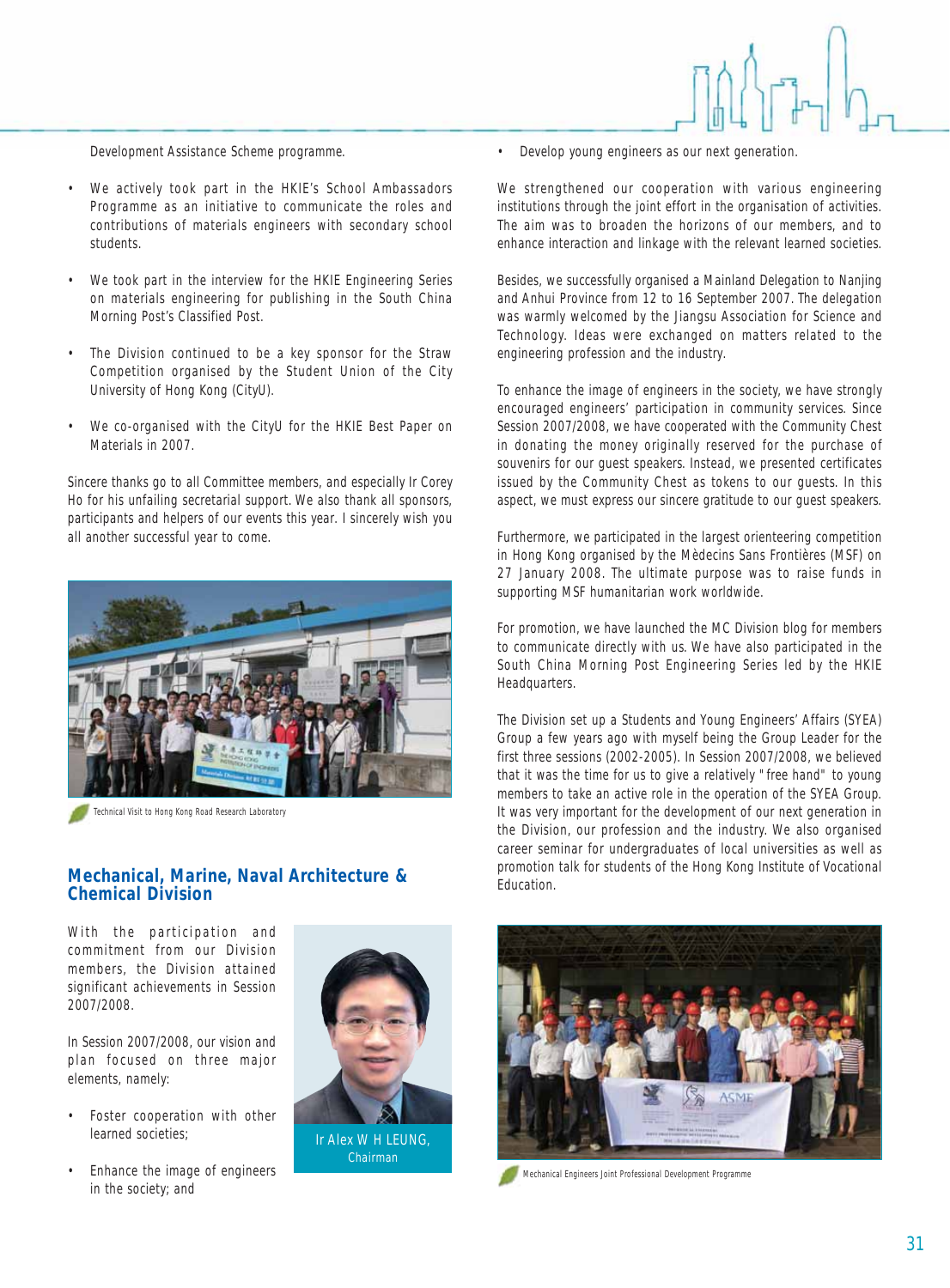Development Assistance Scheme programme.

- We actively took part in the HKIE's School Ambassadors Programme as an initiative to communicate the roles and contributions of materials engineers with secondary school students.
- We took part in the interview for the HKIE Engineering Series on materials engineering for publishing in the South China Morning Post's Classified Post.
- The Division continued to be a key sponsor for the Straw Competition organised by the Student Union of the City University of Hong Kong (CityU).
- We co-organised with the CityU for the HKIE Best Paper on Materials in 2007.

Sincere thanks go to all Committee members, and especially Ir Corey Ho for his unfailing secretarial support. We also thank all sponsors, participants and helpers of our events this year. I sincerely wish you all another successful year to come.

Technical Visit to Hong Kong Road Research Laboratory

## Mechanical, Marine, Naval Architecture & Chemical Division

Ir Alex W H LEUNG, Chairman

With the participation and commitment from our Division members, the Division attained significant achievements in Session 2007/2008.

In Session 2007/2008, our vision and plan focused on three major elements, namely:

- Foster cooperation with other learned societies;
- Enhance the image of engineers in the society; and
- Develop young engineers as our next generation.

We strengthened our cooperation with various engineering institutions through the joint effort in the organisation of activities. The aim was to broaden the horizons of our members, and to enhance interaction and linkage with the relevant learned societies.

Besides, we successfully organised a Mainland Delegation to Nanjing and Anhui Province from 12 to 16 September 2007. The delegation was warmly welcomed by the Jiangsu Association for Science and Technology. Ideas were exchanged on matters related to the engineering profession and the industry.

To enhance the image of engineers in the society, we have strongly encouraged engineers' participation in community services. Since Session 2007/2008, we have cooperated with the Community Chest in donating the money originally reserved for the purchase of souvenirs for our guest speakers. Instead, we presented certificates issued by the Community Chest as tokens to our guests. In this aspect, we must express our sincere gratitude to our guest speakers.

Furthermore, we participated in the largest orienteering competition in Hong Kong organised by the Mèdecins Sans Frontières (MSF) on 27 January 2008. The ultimate purpose was to raise funds in supporting MSF humanitarian work worldwide.

For promotion, we have launched the MC Division blog for members to communicate directly with us. We have also participated in the South China Morning Post Engineering Series led by the HKIE Headquarters.

The Division set up a Students and Young Engineers' Affairs (SYEA) Group a few years ago with myself being the Group Leader for the first three sessions (2002-2005). In Session 2007/2008, we believed that it was the time for us to give a relatively "free hand" to young members to take an active role in the operation of the SYEA Group. It was very important for the development of our next generation in the Division, our profession and the industry. We also organised career seminar for undergraduates of local universities as well as promotion talk for students of the Hong Kong Institute of Vocational Education.

Mechanical Engineers Joint Professional Development Programme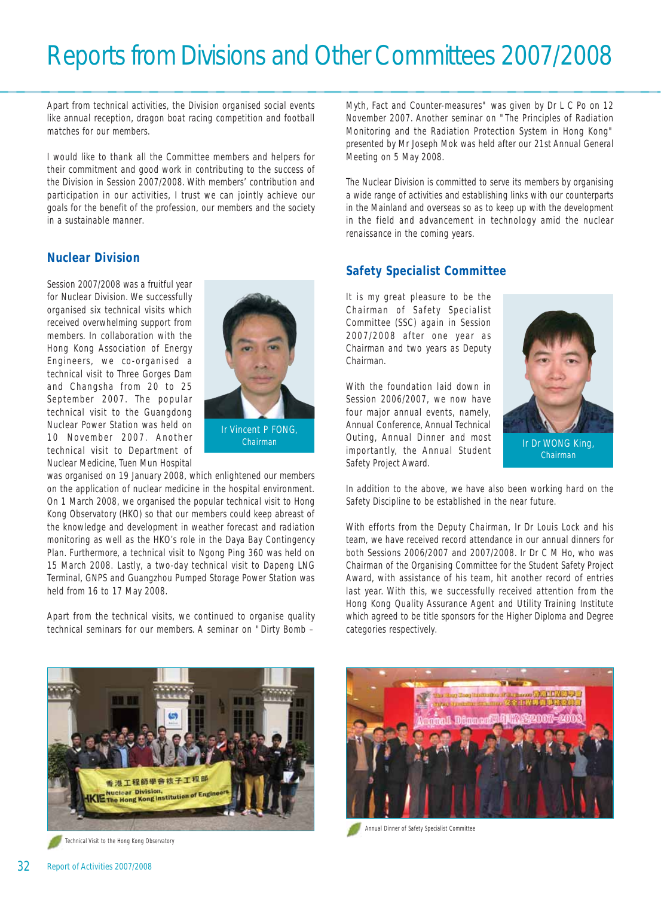# Reports from Divisions and Other Committees 2007/2008

Apart from technical activities, the Division organised social events like annual reception, dragon boat racing competition and football matches for our members.

I would like to thank all the Committee members and helpers for their commitment and good work in contributing to the success of the Division in Session 2007/2008. With members' contribution and participation in our activities, I trust we can jointly achieve our goals for the benefit of the profession, our members and the society in a sustainable manner.

## Nuclear Division

Ir Vincent P FONG, Chairman

Session 2007/2008 was a fruitful year for Nuclear Division. We successfully organised six technical visits which received overwhelming support from members. In collaboration with the Hong Kong Association of Energy Engineers, we co-organised a technical visit to Three Gorges Dam and Changsha from 20 to 25 September 2007. The popular technical visit to the Guangdong Nuclear Power Station was held on 10 November 2007. Another technical visit to Department of Nuclear Medicine, Tuen Mun Hospital was organised on 19 January 2008, which enlightened our members on the application of nuclear medicine in the hospital environment. On 1 March 2008, we organised the popular technical visit to Hong Kong Observatory (HKO) so that our members could keep abreast of the knowledge and development in weather forecast and radiation monitoring as well as the HKO's role in the Daya Bay Contingency Plan. Furthermore, a technical visit to Ngong Ping 360 was held on 15 March 2008. Lastly, a two-day technical visit to Dapeng LNG Terminal, GNPS and Guangzhou Pumped Storage Power Station was held from 16 to 17 May 2008.

Apart from the technical visits, we continued to organise quality technical seminars for our members. A seminar on "Dirty Bomb – Myth, Fact and Counter-measures" was given by Dr L C Po on 12 November 2007. Another seminar on "The Principles of Radiation Monitoring and the Radiation Protection System in Hong Kong" presented by Mr Joseph Mok was held after our 21st Annual General Meeting on 5 May 2008.

The Nuclear Division is committed to serve its members by organising a wide range of activities and establishing links with our counterparts in the Mainland and overseas so as to keep up with the development in the field and advancement in technology amid the nuclear renaissance in the coming years.

## Safety Specialist Committee

Ir Dr WONG King, Chairman

It is my great pleasure to be the Chairman of Safety Specialist Committee (SSC) again in Session 2007/2008 after one year as Chairman and two years as Deputy Chairman.

With the foundation laid down in Session 2006/2007, we now have four major annual events, namely, Annual Conference, Annual Technical Outing, Annual Dinner and most importantly, the Annual Student Safety Project Award.

In addition to the above, we have also been working hard on the Safety Discipline to be established in the near future.

With efforts from the Deputy Chairman, Ir Dr Louis Lock and his team, we have received record attendance in our annual dinners for both Sessions 2006/2007 and 2007/2008. Ir Dr C M Ho, who was Chairman of the Organising Committee for the Student Safety Project Award, with assistance of his team, hit another record of entries last year. With this, we successfully received attention from the Hong Kong Quality Assurance Agent and Utility Training Institute which agreed to be title sponsors for the Higher Diploma and Degree categories respectively.

Technical Visit to the Hong Kong Observatory

Annual Dinner of Safety Specialist Committee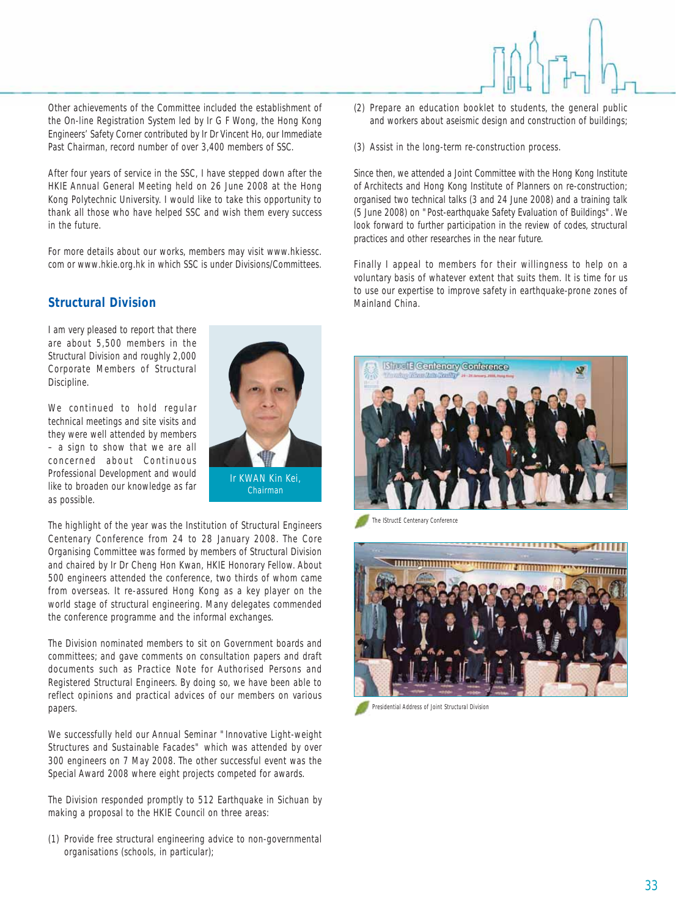Other achievements of the Committee included the establishment of the On-line Registration System led by Ir G F Wong, the Hong Kong Engineers' Safety Corner contributed by Ir Dr Vincent Ho, our Immediate Past Chairman, record number of over 3,400 members of SSC.

After four years of service in the SSC, I have stepped down after the HKIE Annual General Meeting held on 26 June 2008 at the Hong Kong Polytechnic University. I would like to take this opportunity to thank all those who have helped SSC and wish them every success in the future.

For more details about our works, members may visit www.hkiessc.com or www.hkie.org.hk in which SSC is under Divisions/Committees.

## Structural Division

I am very pleased to report that there are about 5,500 members in the Structural Division and roughly 2,000 Corporate Members of Structural Discipline.

Ir KWAN Kin Kei, Chairman

We continued to hold regular technical meetings and site visits and they were well attended by members – a sign to show that we are all concerned about Continuous Professional Development and would like to broaden our knowledge as far as possible.

The highlight of the year was the Institution of Structural Engineers Centenary Conference from 24 to 28 January 2008. The Core Organising Committee was formed by members of Structural Division and chaired by Ir Dr Cheng Hon Kwan, HKIE Honorary Fellow. About 500 engineers attended the conference, two thirds of whom came from overseas. It re-assured Hong Kong as a key player on the world stage of structural engineering. Many delegates commended the conference programme and the informal exchanges.

The Division nominated members to sit on Government boards and committees; and gave comments on consultation papers and draft documents such as Practice Note for Authorised Persons and Registered Structural Engineers. By doing so, we have been able to reflect opinions and practical advices of our members on various papers.

We successfully held our Annual Seminar "Innovative Light-weight Structures and Sustainable Facades" which was attended by over 300 engineers on 7 May 2008. The other successful event was the Special Award 2008 where eight projects competed for awards.

The Division responded promptly to 512 Earthquake in Sichuan by making a proposal to the HKIE Council on three areas:

(1) Provide free structural engineering advice to non-governmental organisations (schools, in particular);

(2) Prepare an education booklet to students, the general public and workers about aseismic design and construction of buildings;

(3) Assist in the long-term re-construction process.

Since then, we attended a Joint Committee with the Hong Kong Institute of Architects and Hong Kong Institute of Planners on re-construction; organised two technical talks (3 and 24 June 2008) and a training talk (5 June 2008) on "Post-earthquake Safety Evaluation of Buildings". We look forward to further participation in the review of codes, structural practices and other researches in the near future.

Finally I appeal to members for their willingness to help on a voluntary basis of whatever extent that suits them. It is time for us to use our expertise to improve safety in earthquake-prone zones of Mainland China.

The IStructE Centenary Conference

Presidential Address of Joint Structural Division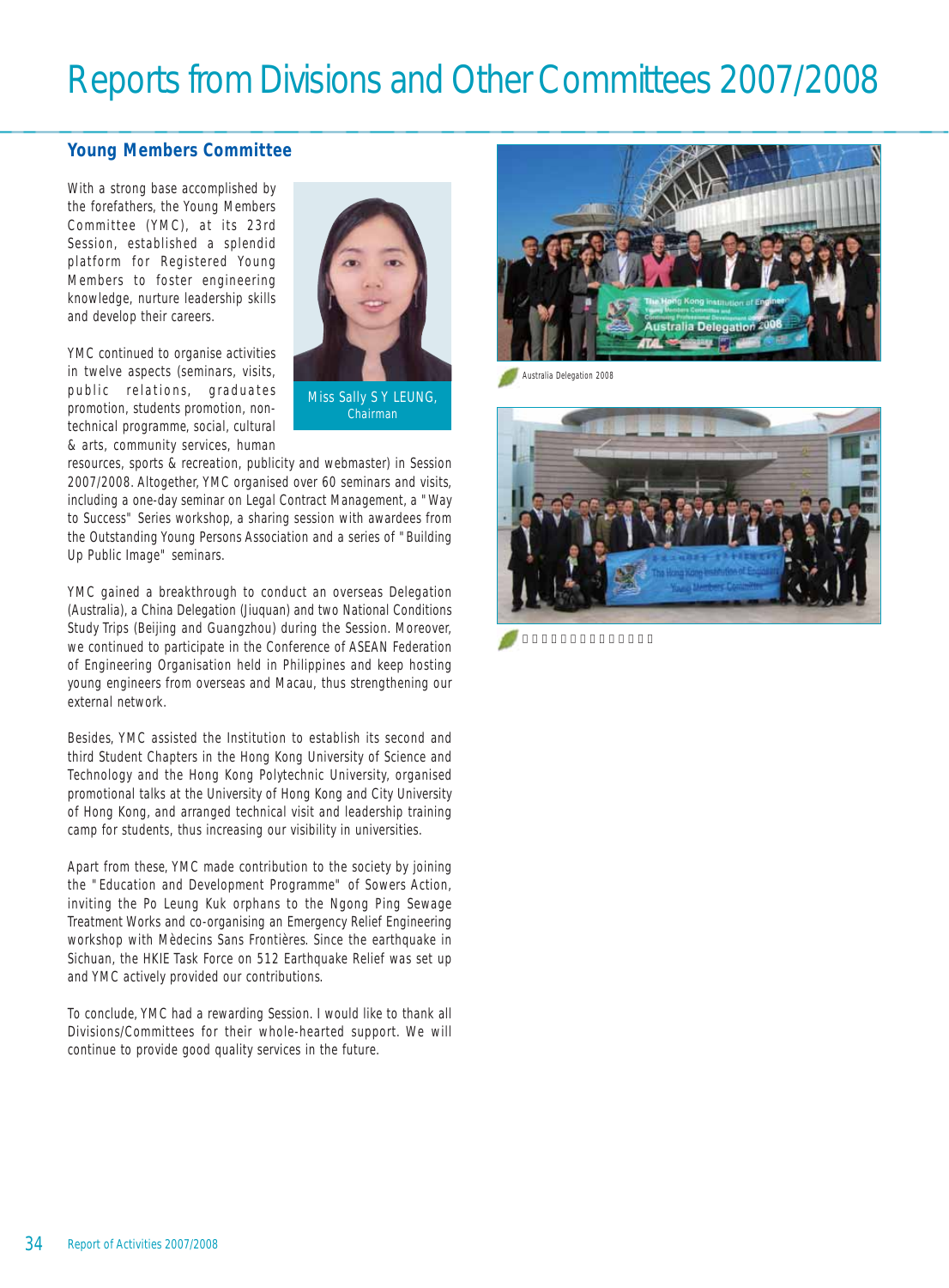# Reports from Divisions and Other Committees 2007/2008

## Young Members Committee

With a strong base accomplished by the forefathers, the Young Members Committee (YMC), at its 23rd Session, established a splendid platform for Registered Young Members to foster engineering knowledge, nurture leadership skills and develop their careers.

Miss Sally S Y LEUNG, Chairman

YMC continued to organise activities in twelve aspects (seminars, visits, public relations, graduates promotion, students promotion, non-technical programme, social, cultural & arts, community services, human resources, sports & recreation, publicity and webmaster) in Session 2007/2008. Altogether, YMC organised over 60 seminars and visits, including a one-day seminar on Legal Contract Management, a "Way to Success" Series workshop, a sharing session with awardees from the Outstanding Young Persons Association and a series of "Building Up Public Image" seminars.

YMC gained a breakthrough to conduct an overseas Delegation (Australia), a China Delegation (Jiuquan) and two National Conditions Study Trips (Beijing and Guangzhou) during the Session. Moreover, we continued to participate in the Conference of ASEAN Federation of Engineering Organisation held in Philippines and keep hosting young engineers from overseas and Macau, thus strengthening our external network.

Besides, YMC assisted the Institution to establish its second and third Student Chapters in the Hong Kong University of Science and Technology and the Hong Kong Polytechnic University, organised promotional talks at the University of Hong Kong and City University of Hong Kong, and arranged technical visit and leadership training camp for students, thus increasing our visibility in universities.

Apart from these, YMC made contribution to the society by joining the "Education and Development Programme" of Sowers Action, inviting the Po Leung Kuk orphans to the Ngong Ping Sewage Treatment Works and co-organising an Emergency Relief Engineering workshop with Mèdecins Sans Frontières. Since the earthquake in Sichuan, the HKIE Task Force on 512 Earthquake Relief was set up and YMC actively provided our contributions.

To conclude, YMC had a rewarding Session. I would like to thank all Divisions/Committees for their whole-hearted support. We will continue to provide good quality services in the future.

Australia Delegation 2008